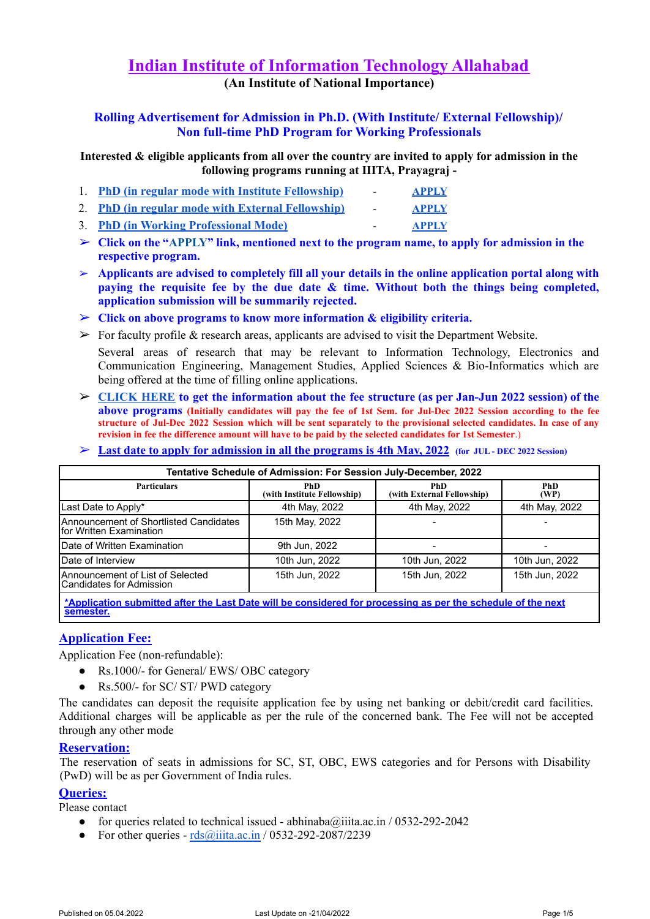# Indian Institute of Information Technology Allahabad

**(An Institute of National Importance)**

## Rolling Advertisement for Admission in Ph.D. (With Institute/ External Fellowship)/ Non full-time PhD Program for Working Professionals

**Interested & eligible applicants from all over the country are invited to apply for admission in the following programs running at IIITA, Prayagraj -**

1. **PhD (in regular mode with Institute Fellowship)** - **APPLY**
2. **PhD (in regular mode with External Fellowship)** - **APPLY**
3. **PhD (in Working Professional Mode)** - **APPLY**

➢ **Click on the "APPLY" link, mentioned next to the program name, to apply for admission in the respective program.**

➢ **Applicants are advised to completely fill all your details in the online application portal along with paying the requisite fee by the due date & time. Without both the things being completed, application submission will be summarily rejected.**

➢ **Click on above programs to know more information & eligibility criteria.**

➢ For faculty profile & research areas, applicants are advised to visit the Department Website.

Several areas of research that may be relevant to Information Technology, Electronics and Communication Engineering, Management Studies, Applied Sciences & Bio-Informatics which are being offered at the time of filling online applications.

➢ **CLICK HERE to get the information about the fee structure (as per Jan-Jun 2022 session) of the above programs** **(Initially candidates will pay the fee of 1st Sem. for Jul-Dec 2022 Session according to the fee structure of Jul-Dec 2022 Session which will be sent separately to the provisional selected candidates. In case of any revision in fee the difference amount will have to be paid by the selected candidates for 1st Semester**.)

➢ **Last date to apply for admission in all the programs is 4th May, 2022** **(for JUL - DEC 2022 Session)**

| Tentative Schedule of Admission: For Session July-December, 2022 | | | |
|---|---|---|---|
| **Particulars** | **PhD (with Institute Fellowship)** | **PhD (with External Fellowship)** | **PhD (WP)** |
| Last Date to Apply* | 4th May, 2022 | 4th May, 2022 | 4th May, 2022 |
| Announcement of Shortlisted Candidates for Written Examination | 15th May, 2022 | - | - |
| Date of Written Examination | 9th Jun, 2022 | - | - |
| Date of Interview | 10th Jun, 2022 | 10th Jun, 2022 | 10th Jun, 2022 |
| Announcement of List of Selected Candidates for Admission | 15th Jun, 2022 | 15th Jun, 2022 | 15th Jun, 2022 |
| ***Application submitted after the Last Date will be considered for processing as per the schedule of the next semester.** | | | |

## Application Fee:

Application Fee (non-refundable):

- Rs.1000/- for General/ EWS/ OBC category
- Rs.500/- for SC/ ST/ PWD category

The candidates can deposit the requisite application fee by using net banking or debit/credit card facilities. Additional charges will be applicable as per the rule of the concerned bank. The Fee will not be accepted through any other mode

## Reservation:

The reservation of seats in admissions for SC, ST, OBC, EWS categories and for Persons with Disability (PwD) will be as per Government of India rules.

## Queries:

Please contact

- for queries related to technical issued - abhinaba@iiita.ac.in / 0532-292-2042
- For other queries - rds@iiita.ac.in / 0532-292-2087/2239

Published on 05.04.2022 | Last Update on -21/04/2022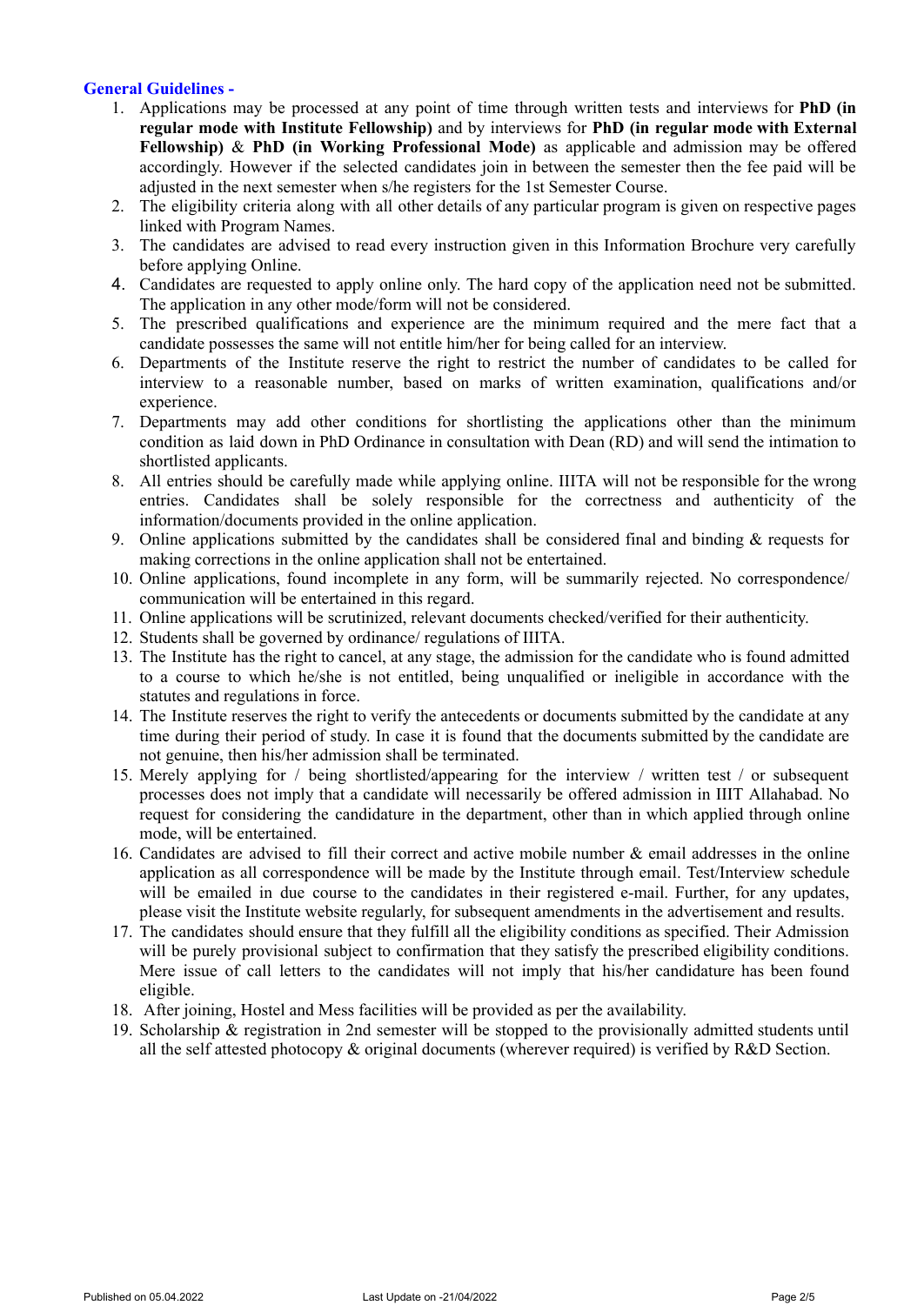### General Guidelines -

1. Applications may be processed at any point of time through written tests and interviews for **PhD (in regular mode with Institute Fellowship)** and by interviews for **PhD (in regular mode with External Fellowship)** & **PhD (in Working Professional Mode)** as applicable and admission may be offered accordingly. However if the selected candidates join in between the semester then the fee paid will be adjusted in the next semester when s/he registers for the 1st Semester Course.
2. The eligibility criteria along with all other details of any particular program is given on respective pages linked with Program Names.
3. The candidates are advised to read every instruction given in this Information Brochure very carefully before applying Online.
4. Candidates are requested to apply online only. The hard copy of the application need not be submitted. The application in any other mode/form will not be considered.
5. The prescribed qualifications and experience are the minimum required and the mere fact that a candidate possesses the same will not entitle him/her for being called for an interview.
6. Departments of the Institute reserve the right to restrict the number of candidates to be called for interview to a reasonable number, based on marks of written examination, qualifications and/or experience.
7. Departments may add other conditions for shortlisting the applications other than the minimum condition as laid down in PhD Ordinance in consultation with Dean (RD) and will send the intimation to shortlisted applicants.
8. All entries should be carefully made while applying online. IIITA will not be responsible for the wrong entries. Candidates shall be solely responsible for the correctness and authenticity of the information/documents provided in the online application.
9. Online applications submitted by the candidates shall be considered final and binding & requests for making corrections in the online application shall not be entertained.
10. Online applications, found incomplete in any form, will be summarily rejected. No correspondence/ communication will be entertained in this regard.
11. Online applications will be scrutinized, relevant documents checked/verified for their authenticity.
12. Students shall be governed by ordinance/ regulations of IIITA.
13. The Institute has the right to cancel, at any stage, the admission for the candidate who is found admitted to a course to which he/she is not entitled, being unqualified or ineligible in accordance with the statutes and regulations in force.
14. The Institute reserves the right to verify the antecedents or documents submitted by the candidate at any time during their period of study. In case it is found that the documents submitted by the candidate are not genuine, then his/her admission shall be terminated.
15. Merely applying for / being shortlisted/appearing for the interview / written test / or subsequent processes does not imply that a candidate will necessarily be offered admission in IIIT Allahabad. No request for considering the candidature in the department, other than in which applied through online mode, will be entertained.
16. Candidates are advised to fill their correct and active mobile number & email addresses in the online application as all correspondence will be made by the Institute through email. Test/Interview schedule will be emailed in due course to the candidates in their registered e-mail. Further, for any updates, please visit the Institute website regularly, for subsequent amendments in the advertisement and results.
17. The candidates should ensure that they fulfill all the eligibility conditions as specified. Their Admission will be purely provisional subject to confirmation that they satisfy the prescribed eligibility conditions. Mere issue of call letters to the candidates will not imply that his/her candidature has been found eligible.
18. After joining, Hostel and Mess facilities will be provided as per the availability.
19. Scholarship & registration in 2nd semester will be stopped to the provisionally admitted students until all the self attested photocopy & original documents (wherever required) is verified by R&D Section.

Published on 05.04.2022 Last Update on -21/04/2022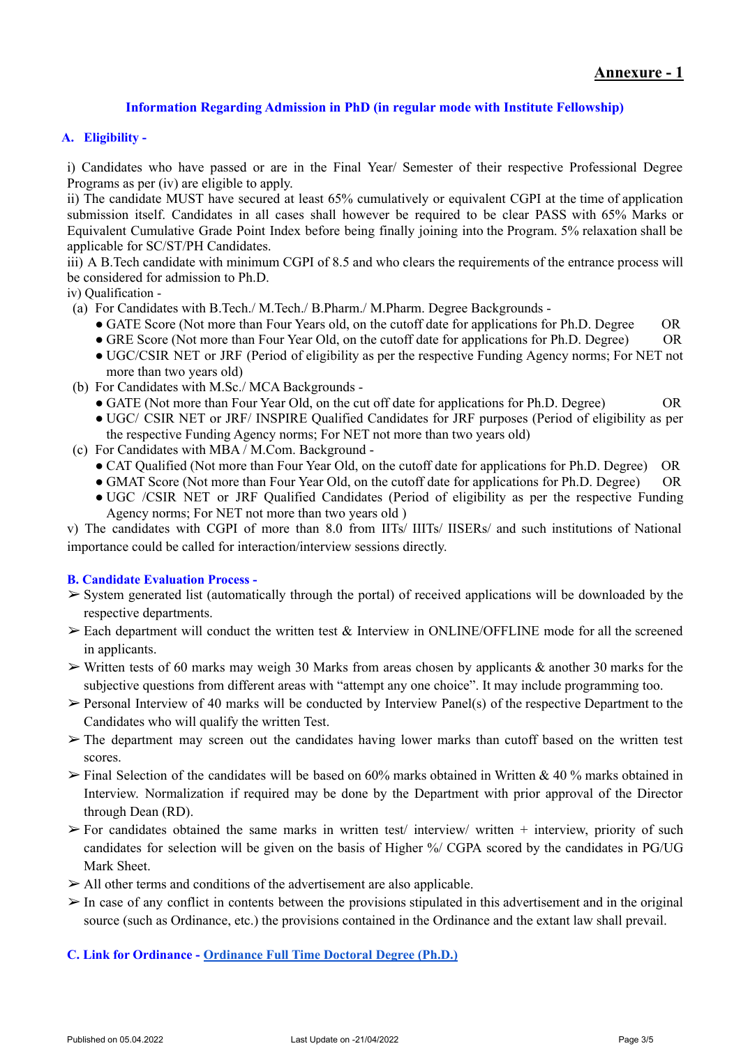**Annexure - 1**

## Information Regarding Admission in PhD (in regular mode with Institute Fellowship)

### A. Eligibility -

i) Candidates who have passed or are in the Final Year/ Semester of their respective Professional Degree Programs as per (iv) are eligible to apply.
ii) The candidate MUST have secured at least 65% cumulatively or equivalent CGPI at the time of application submission itself. Candidates in all cases shall however be required to be clear PASS with 65% Marks or Equivalent Cumulative Grade Point Index before being finally joining into the Program. 5% relaxation shall be applicable for SC/ST/PH Candidates.
iii) A B.Tech candidate with minimum CGPI of 8.5 and who clears the requirements of the entrance process will be considered for admission to Ph.D.
iv) Qualification -

(a) For Candidates with B.Tech./ M.Tech./ B.Pharm./ M.Pharm. Degree Backgrounds -
- GATE Score (Not more than Four Years old, on the cutoff date for applications for Ph.D. Degree OR
- GRE Score (Not more than Four Year Old, on the cutoff date for applications for Ph.D. Degree) OR
- UGC/CSIR NET or JRF (Period of eligibility as per the respective Funding Agency norms; For NET not more than two years old)

(b) For Candidates with M.Sc./ MCA Backgrounds -
- GATE (Not more than Four Year Old, on the cut off date for applications for Ph.D. Degree) OR
- UGC/ CSIR NET or JRF/ INSPIRE Qualified Candidates for JRF purposes (Period of eligibility as per the respective Funding Agency norms; For NET not more than two years old)

(c) For Candidates with MBA / M.Com. Background -
- CAT Qualified (Not more than Four Year Old, on the cutoff date for applications for Ph.D. Degree) OR
- GMAT Score (Not more than Four Year Old, on the cutoff date for applications for Ph.D. Degree) OR
- UGC /CSIR NET or JRF Qualified Candidates (Period of eligibility as per the respective Funding Agency norms; For NET not more than two years old )

v) The candidates with CGPI of more than 8.0 from IITs/ IIITs/ IISERs/ and such institutions of National importance could be called for interaction/interview sessions directly.

### B. Candidate Evaluation Process -

- ➢ System generated list (automatically through the portal) of received applications will be downloaded by the respective departments.
- ➢ Each department will conduct the written test & Interview in ONLINE/OFFLINE mode for all the screened in applicants.
- ➢ Written tests of 60 marks may weigh 30 Marks from areas chosen by applicants & another 30 marks for the subjective questions from different areas with "attempt any one choice". It may include programming too.
- ➢ Personal Interview of 40 marks will be conducted by Interview Panel(s) of the respective Department to the Candidates who will qualify the written Test.
- ➢ The department may screen out the candidates having lower marks than cutoff based on the written test scores.
- ➢ Final Selection of the candidates will be based on 60% marks obtained in Written & 40 % marks obtained in Interview. Normalization if required may be done by the Department with prior approval of the Director through Dean (RD).
- ➢ For candidates obtained the same marks in written test/ interview/ written + interview, priority of such candidates for selection will be given on the basis of Higher %/ CGPA scored by the candidates in PG/UG Mark Sheet.
- ➢ All other terms and conditions of the advertisement are also applicable.
- ➢ In case of any conflict in contents between the provisions stipulated in this advertisement and in the original source (such as Ordinance, etc.) the provisions contained in the Ordinance and the extant law shall prevail.

### C. Link for Ordinance - Ordinance Full Time Doctoral Degree (Ph.D.)

Published on 05.04.2022 Last Update on -21/04/2022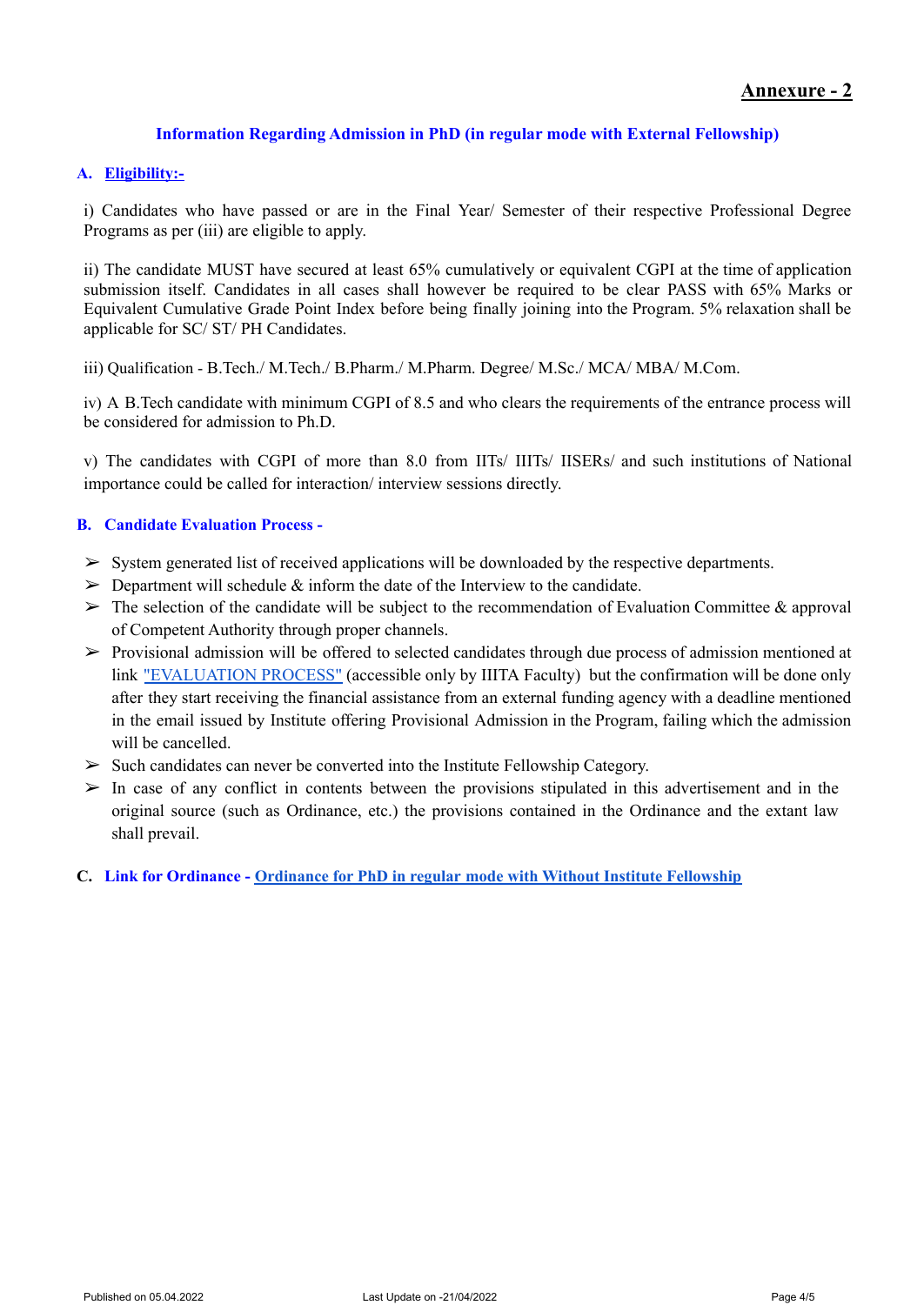**Annexure - 2**

## Information Regarding Admission in PhD (in regular mode with External Fellowship)

### A. Eligibility:-

i) Candidates who have passed or are in the Final Year/ Semester of their respective Professional Degree Programs as per (iii) are eligible to apply.

ii) The candidate MUST have secured at least 65% cumulatively or equivalent CGPI at the time of application submission itself. Candidates in all cases shall however be required to be clear PASS with 65% Marks or Equivalent Cumulative Grade Point Index before being finally joining into the Program. 5% relaxation shall be applicable for SC/ ST/ PH Candidates.

iii) Qualification - B.Tech./ M.Tech./ B.Pharm./ M.Pharm. Degree/ M.Sc./ MCA/ MBA/ M.Com.

iv) A B.Tech candidate with minimum CGPI of 8.5 and who clears the requirements of the entrance process will be considered for admission to Ph.D.

v) The candidates with CGPI of more than 8.0 from IITs/ IIITs/ IISERs/ and such institutions of National importance could be called for interaction/ interview sessions directly.

### B. Candidate Evaluation Process -

- System generated list of received applications will be downloaded by the respective departments.
- Department will schedule & inform the date of the Interview to the candidate.
- The selection of the candidate will be subject to the recommendation of Evaluation Committee & approval of Competent Authority through proper channels.
- Provisional admission will be offered to selected candidates through due process of admission mentioned at link "EVALUATION PROCESS" (accessible only by IIITA Faculty) but the confirmation will be done only after they start receiving the financial assistance from an external funding agency with a deadline mentioned in the email issued by Institute offering Provisional Admission in the Program, failing which the admission will be cancelled.
- Such candidates can never be converted into the Institute Fellowship Category.
- In case of any conflict in contents between the provisions stipulated in this advertisement and in the original source (such as Ordinance, etc.) the provisions contained in the Ordinance and the extant law shall prevail.

### C. Link for Ordinance - Ordinance for PhD in regular mode with Without Institute Fellowship

Published on 05.04.2022 Last Update on -21/04/2022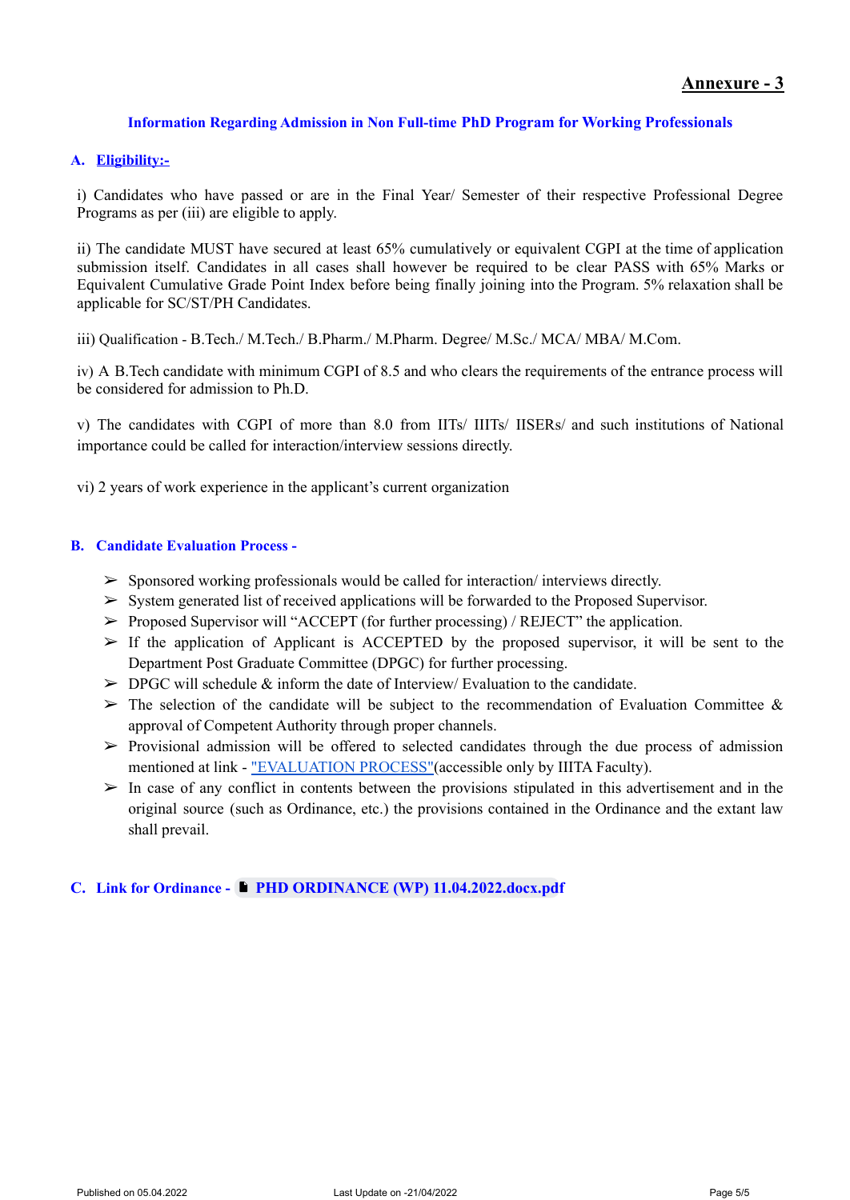**Annexure - 3**

## Information Regarding Admission in Non Full-time PhD Program for Working Professionals

### A. Eligibility:-

i) Candidates who have passed or are in the Final Year/ Semester of their respective Professional Degree Programs as per (iii) are eligible to apply.

ii) The candidate MUST have secured at least 65% cumulatively or equivalent CGPI at the time of application submission itself. Candidates in all cases shall however be required to be clear PASS with 65% Marks or Equivalent Cumulative Grade Point Index before being finally joining into the Program. 5% relaxation shall be applicable for SC/ST/PH Candidates.

iii) Qualification - B.Tech./ M.Tech./ B.Pharm./ M.Pharm. Degree/ M.Sc./ MCA/ MBA/ M.Com.

iv) A B.Tech candidate with minimum CGPI of 8.5 and who clears the requirements of the entrance process will be considered for admission to Ph.D.

v) The candidates with CGPI of more than 8.0 from IITs/ IIITs/ IISERs/ and such institutions of National importance could be called for interaction/interview sessions directly.

vi) 2 years of work experience in the applicant's current organization

### B. Candidate Evaluation Process -

- Sponsored working professionals would be called for interaction/ interviews directly.
- System generated list of received applications will be forwarded to the Proposed Supervisor.
- Proposed Supervisor will "ACCEPT (for further processing) / REJECT" the application.
- If the application of Applicant is ACCEPTED by the proposed supervisor, it will be sent to the Department Post Graduate Committee (DPGC) for further processing.
- DPGC will schedule & inform the date of Interview/ Evaluation to the candidate.
- The selection of the candidate will be subject to the recommendation of Evaluation Committee & approval of Competent Authority through proper channels.
- Provisional admission will be offered to selected candidates through the due process of admission mentioned at link - "EVALUATION PROCESS"(accessible only by IIITA Faculty).
- In case of any conflict in contents between the provisions stipulated in this advertisement and in the original source (such as Ordinance, etc.) the provisions contained in the Ordinance and the extant law shall prevail.

### C. Link for Ordinance - PHD ORDINANCE (WP) 11.04.2022.docx.pdf

Published on 05.04.2022 Last Update on -21/04/2022